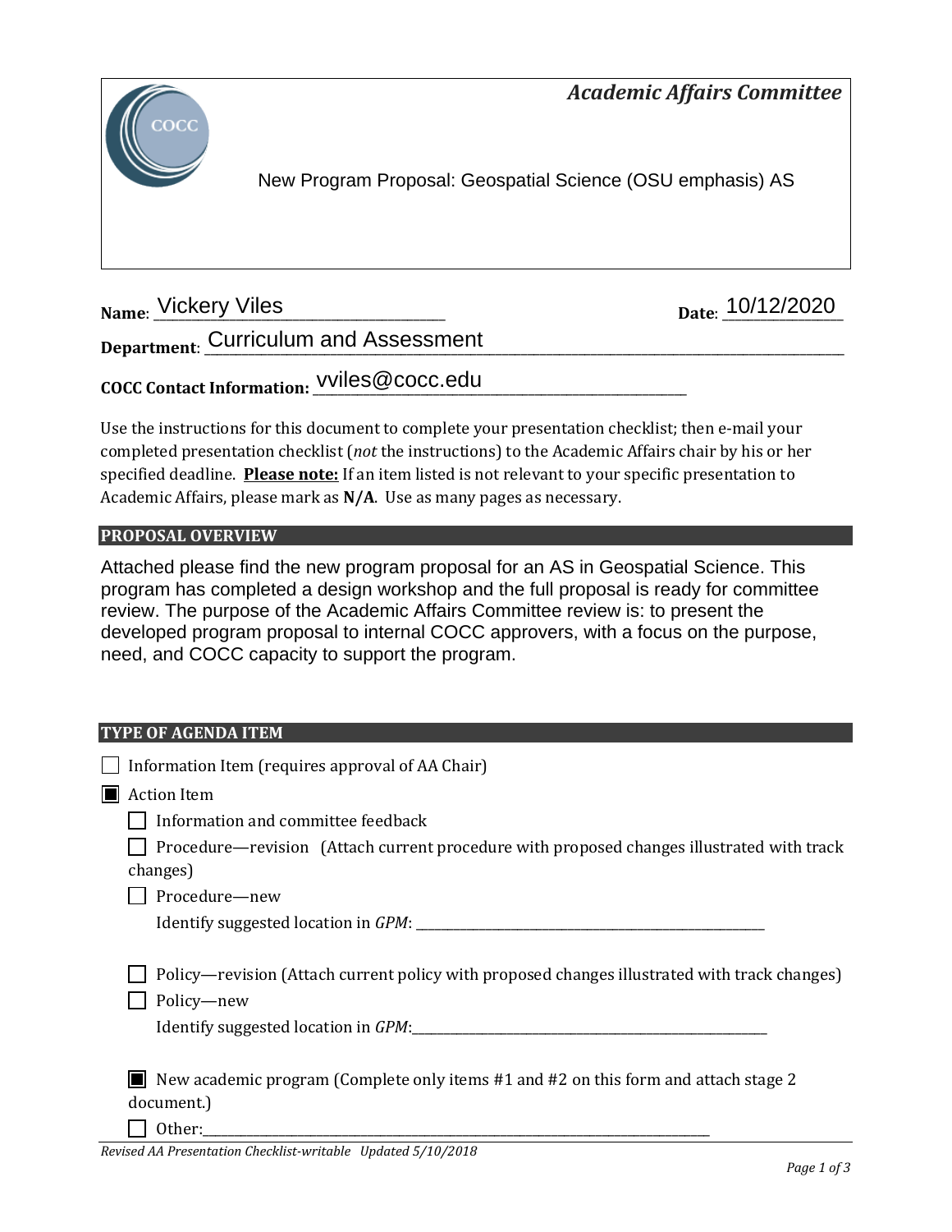*Academic Affairs Committee*

New Program Proposal: Geospatial Science (OSU emphasis) AS

**Name**: Vickery Viles **Date**: 10/12/2020

**Department**: Curriculum and Assessment

**COCC Contact Information:** vviles@cocc.edu

Use the instructions for this document to complete your presentation checklist; then e-mail your completed presentation checklist (*not* the instructions) to the Academic Affairs chair by his or her specified deadline. **Please note:** If an item listed is not relevant to your specific presentation to Academic Affairs, please mark as **N/A**. Use as many pages as necessary.

## PROPOSAL OVERVIEW

Attached please find the new program proposal for an AS in Geospatial Science. This program has completed a design workshop and the full proposal is ready for committee review. The purpose of the Academic Affairs Committee review is: to present the developed program proposal to internal COCC approvers, with a focus on the purpose, need, and COCC capacity to support the program.

## TYPE OF AGENDA ITEM

- [ ] Information Item (requires approval of AA Chair)
- [x] Action Item
  - [ ] Information and committee feedback
  - [ ] Procedure—revision (Attach current procedure with proposed changes illustrated with track changes)
  - [ ] Procedure—new
    Identify suggested location in *GPM*: ______________________
  - [ ] Policy—revision (Attach current policy with proposed changes illustrated with track changes)
  - [ ] Policy—new
    Identify suggested location in *GPM*: ______________________
  - [x] New academic program (Complete only items #1 and #2 on this form and attach stage 2 document.)
  - [ ] Other: ______________________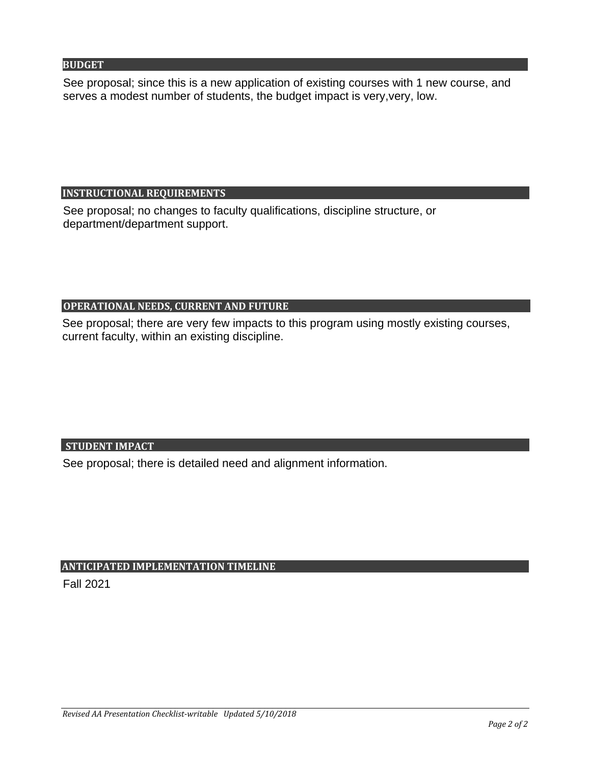## BUDGET

See proposal; since this is a new application of existing courses with 1 new course, and serves a modest number of students, the budget impact is very,very, low.

## INSTRUCTIONAL REQUIREMENTS

See proposal; no changes to faculty qualifications, discipline structure, or department/department support.

## OPERATIONAL NEEDS, CURRENT AND FUTURE

See proposal; there are very few impacts to this program using mostly existing courses, current faculty, within an existing discipline.

## STUDENT IMPACT

See proposal; there is detailed need and alignment information.

## ANTICIPATED IMPLEMENTATION TIMELINE

Fall 2021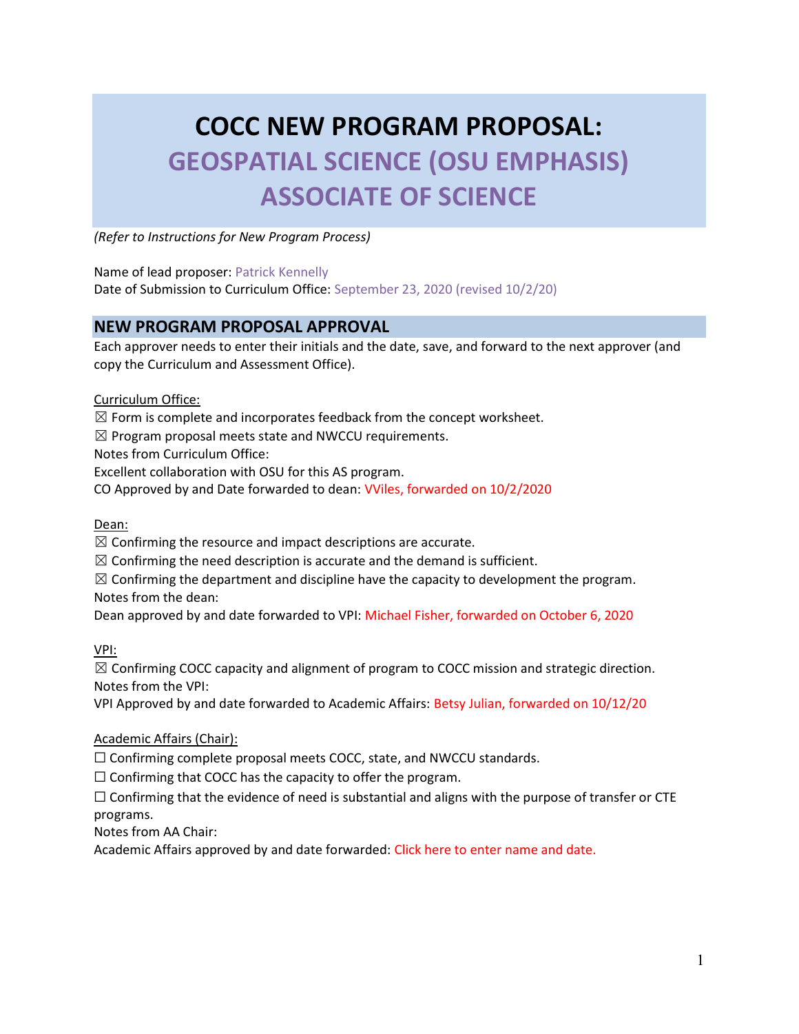# COCC NEW PROGRAM PROPOSAL: GEOSPATIAL SCIENCE (OSU EMPHASIS) ASSOCIATE OF SCIENCE

*(Refer to Instructions for New Program Process)*

Name of lead proposer: Patrick Kennelly
Date of Submission to Curriculum Office: September 23, 2020 (revised 10/2/20)

## NEW PROGRAM PROPOSAL APPROVAL

Each approver needs to enter their initials and the date, save, and forward to the next approver (and copy the Curriculum and Assessment Office).

Curriculum Office:

☒ Form is complete and incorporates feedback from the concept worksheet.
☒ Program proposal meets state and NWCCU requirements.
Notes from Curriculum Office:
Excellent collaboration with OSU for this AS program.
CO Approved by and Date forwarded to dean: VViles, forwarded on 10/2/2020

Dean:

☒ Confirming the resource and impact descriptions are accurate.
☒ Confirming the need description is accurate and the demand is sufficient.
☒ Confirming the department and discipline have the capacity to development the program.
Notes from the dean:
Dean approved by and date forwarded to VPI: Michael Fisher, forwarded on October 6, 2020

VPI:

☒ Confirming COCC capacity and alignment of program to COCC mission and strategic direction.
Notes from the VPI:
VPI Approved by and date forwarded to Academic Affairs: Betsy Julian, forwarded on 10/12/20

Academic Affairs (Chair):

☐ Confirming complete proposal meets COCC, state, and NWCCU standards.
☐ Confirming that COCC has the capacity to offer the program.
☐ Confirming that the evidence of need is substantial and aligns with the purpose of transfer or CTE programs.
Notes from AA Chair:
Academic Affairs approved by and date forwarded: Click here to enter name and date.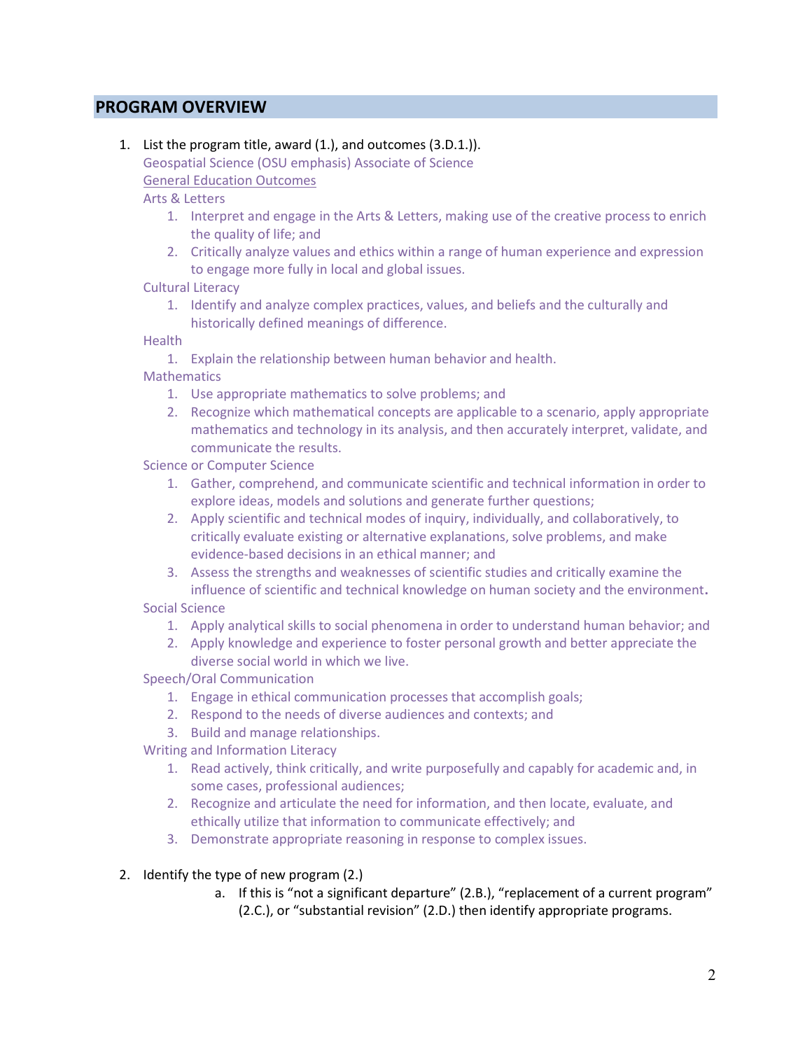## PROGRAM OVERVIEW

1. List the program title, award (1.), and outcomes (3.D.1.)).

   Geospatial Science (OSU emphasis) Associate of Science

   General Education Outcomes

   Arts & Letters

   1. Interpret and engage in the Arts & Letters, making use of the creative process to enrich the quality of life; and
   2. Critically analyze values and ethics within a range of human experience and expression to engage more fully in local and global issues.

   Cultural Literacy

   1. Identify and analyze complex practices, values, and beliefs and the culturally and historically defined meanings of difference.

   Health

   1. Explain the relationship between human behavior and health.

   Mathematics

   1. Use appropriate mathematics to solve problems; and
   2. Recognize which mathematical concepts are applicable to a scenario, apply appropriate mathematics and technology in its analysis, and then accurately interpret, validate, and communicate the results.

   Science or Computer Science

   1. Gather, comprehend, and communicate scientific and technical information in order to explore ideas, models and solutions and generate further questions;
   2. Apply scientific and technical modes of inquiry, individually, and collaboratively, to critically evaluate existing or alternative explanations, solve problems, and make evidence-based decisions in an ethical manner; and
   3. Assess the strengths and weaknesses of scientific studies and critically examine the influence of scientific and technical knowledge on human society and the environment.

   Social Science

   1. Apply analytical skills to social phenomena in order to understand human behavior; and
   2. Apply knowledge and experience to foster personal growth and better appreciate the diverse social world in which we live.

   Speech/Oral Communication

   1. Engage in ethical communication processes that accomplish goals;
   2. Respond to the needs of diverse audiences and contexts; and
   3. Build and manage relationships.

   Writing and Information Literacy

   1. Read actively, think critically, and write purposefully and capably for academic and, in some cases, professional audiences;
   2. Recognize and articulate the need for information, and then locate, evaluate, and ethically utilize that information to communicate effectively; and
   3. Demonstrate appropriate reasoning in response to complex issues.

2. Identify the type of new program (2.)

   a. If this is "not a significant departure" (2.B.), "replacement of a current program" (2.C.), or "substantial revision" (2.D.) then identify appropriate programs.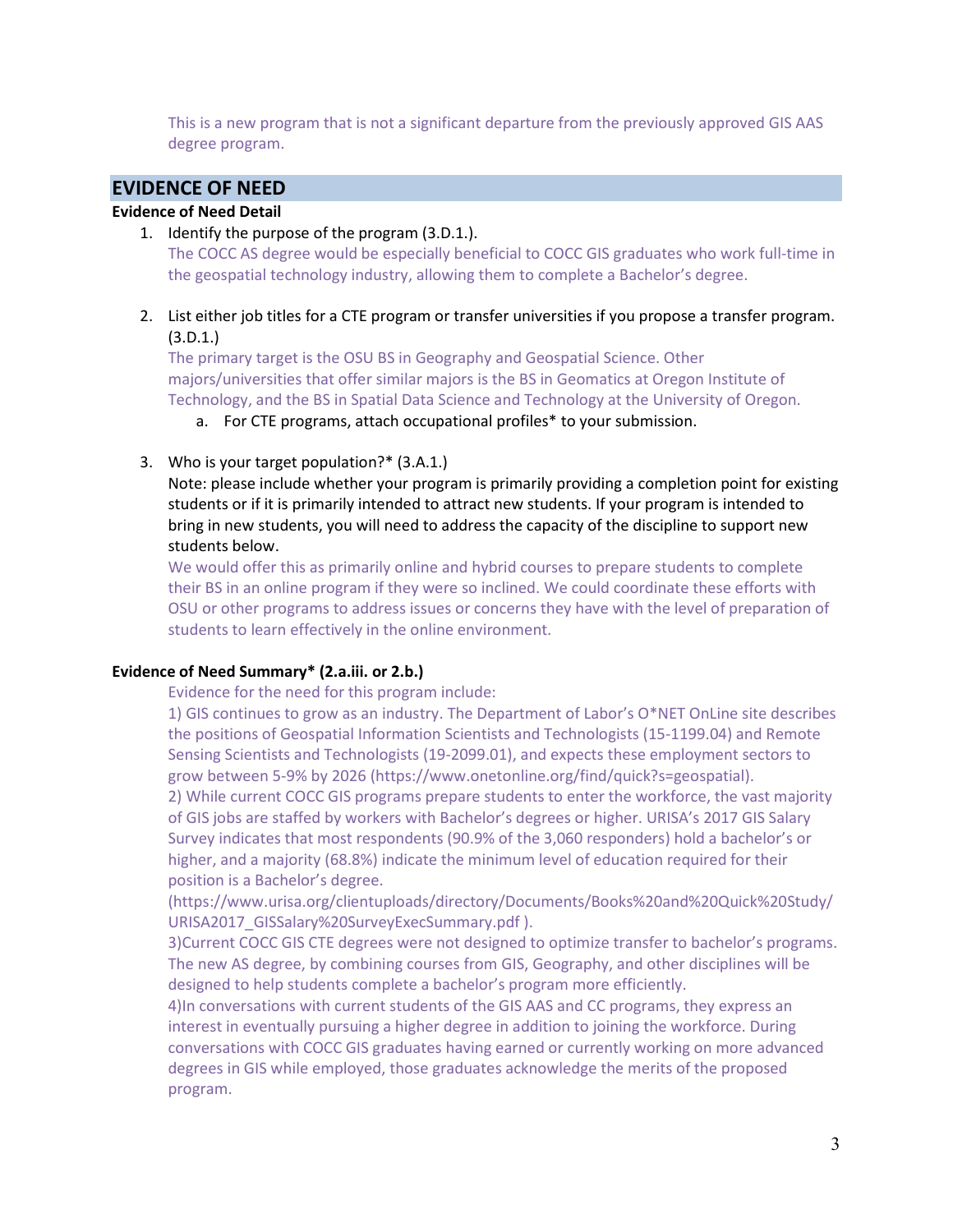This is a new program that is not a significant departure from the previously approved GIS AAS degree program.

## EVIDENCE OF NEED

**Evidence of Need Detail**

1. Identify the purpose of the program (3.D.1.).

   The COCC AS degree would be especially beneficial to COCC GIS graduates who work full-time in the geospatial technology industry, allowing them to complete a Bachelor's degree.

2. List either job titles for a CTE program or transfer universities if you propose a transfer program. (3.D.1.)

   The primary target is the OSU BS in Geography and Geospatial Science. Other majors/universities that offer similar majors is the BS in Geomatics at Oregon Institute of Technology, and the BS in Spatial Data Science and Technology at the University of Oregon.

   a. For CTE programs, attach occupational profiles* to your submission.

3. Who is your target population?* (3.A.1.)

   Note: please include whether your program is primarily providing a completion point for existing students or if it is primarily intended to attract new students. If your program is intended to bring in new students, you will need to address the capacity of the discipline to support new students below.

   We would offer this as primarily online and hybrid courses to prepare students to complete their BS in an online program if they were so inclined. We could coordinate these efforts with OSU or other programs to address issues or concerns they have with the level of preparation of students to learn effectively in the online environment.

**Evidence of Need Summary* (2.a.iii. or 2.b.)**

Evidence for the need for this program include:

1) GIS continues to grow as an industry. The Department of Labor's O*NET OnLine site describes the positions of Geospatial Information Scientists and Technologists (15-1199.04) and Remote Sensing Scientists and Technologists (19-2099.01), and expects these employment sectors to grow between 5-9% by 2026 (https://www.onetonline.org/find/quick?s=geospatial).

2) While current COCC GIS programs prepare students to enter the workforce, the vast majority of GIS jobs are staffed by workers with Bachelor's degrees or higher. URISA's 2017 GIS Salary Survey indicates that most respondents (90.9% of the 3,060 responders) hold a bachelor's or higher, and a majority (68.8%) indicate the minimum level of education required for their position is a Bachelor's degree. (https://www.urisa.org/clientuploads/directory/Documents/Books%20and%20Quick%20Study/URISA2017_GISSalary%20SurveyExecSummary.pdf ).

3)Current COCC GIS CTE degrees were not designed to optimize transfer to bachelor's programs. The new AS degree, by combining courses from GIS, Geography, and other disciplines will be designed to help students complete a bachelor's program more efficiently.

4)In conversations with current students of the GIS AAS and CC programs, they express an interest in eventually pursuing a higher degree in addition to joining the workforce. During conversations with COCC GIS graduates having earned or currently working on more advanced degrees in GIS while employed, those graduates acknowledge the merits of the proposed program.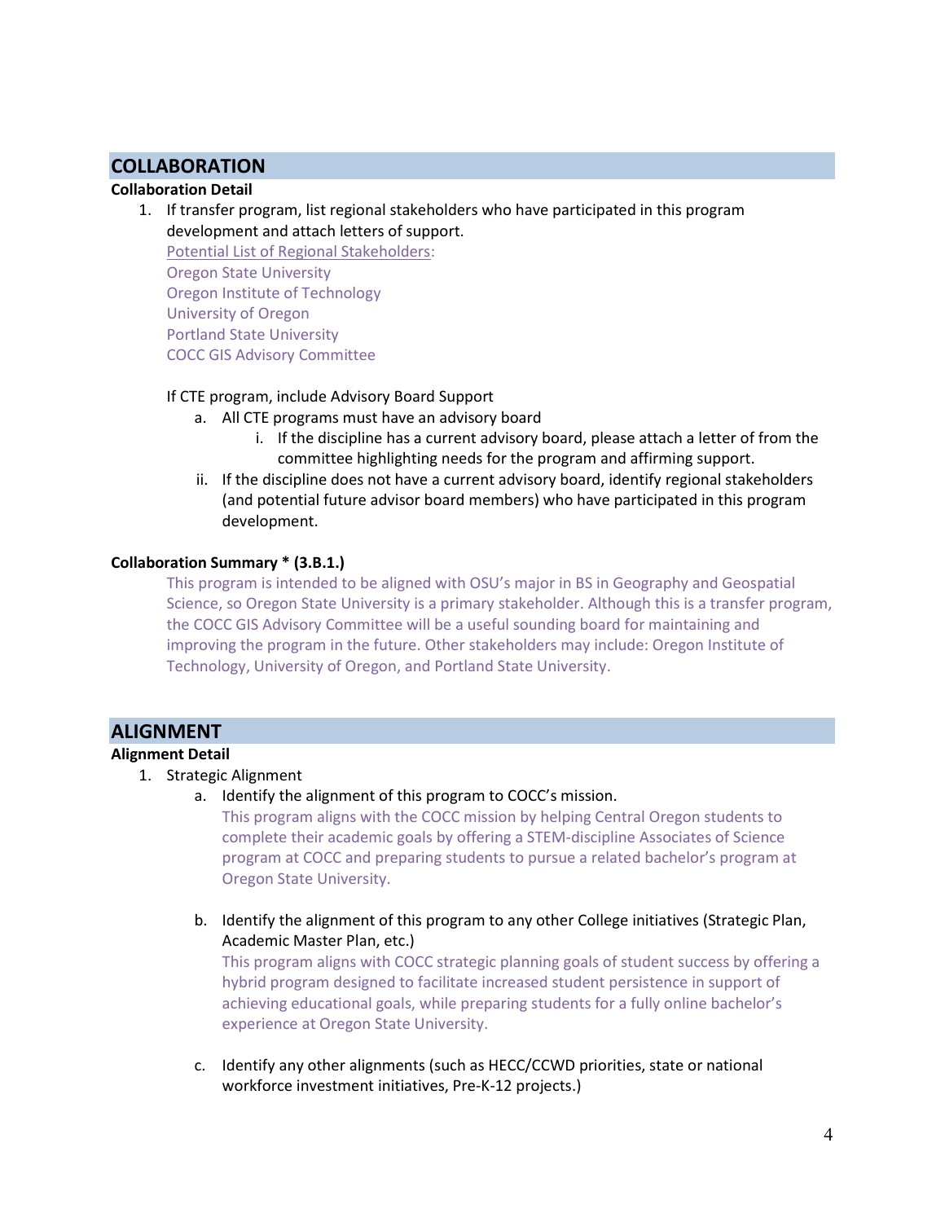## COLLABORATION

**Collaboration Detail**

1. If transfer program, list regional stakeholders who have participated in this program development and attach letters of support.
   Potential List of Regional Stakeholders:
   Oregon State University
   Oregon Institute of Technology
   University of Oregon
   Portland State University
   COCC GIS Advisory Committee

   If CTE program, include Advisory Board Support
   a. All CTE programs must have an advisory board
      i. If the discipline has a current advisory board, please attach a letter of from the committee highlighting needs for the program and affirming support.
   ii. If the discipline does not have a current advisory board, identify regional stakeholders (and potential future advisor board members) who have participated in this program development.

**Collaboration Summary * (3.B.1.)**

This program is intended to be aligned with OSU's major in BS in Geography and Geospatial Science, so Oregon State University is a primary stakeholder. Although this is a transfer program, the COCC GIS Advisory Committee will be a useful sounding board for maintaining and improving the program in the future. Other stakeholders may include: Oregon Institute of Technology, University of Oregon, and Portland State University.

## ALIGNMENT

**Alignment Detail**

1. Strategic Alignment
   a. Identify the alignment of this program to COCC's mission.
      This program aligns with the COCC mission by helping Central Oregon students to complete their academic goals by offering a STEM-discipline Associates of Science program at COCC and preparing students to pursue a related bachelor's program at Oregon State University.

   b. Identify the alignment of this program to any other College initiatives (Strategic Plan, Academic Master Plan, etc.)
      This program aligns with COCC strategic planning goals of student success by offering a hybrid program designed to facilitate increased student persistence in support of achieving educational goals, while preparing students for a fully online bachelor's experience at Oregon State University.

   c. Identify any other alignments (such as HECC/CCWD priorities, state or national workforce investment initiatives, Pre-K-12 projects.)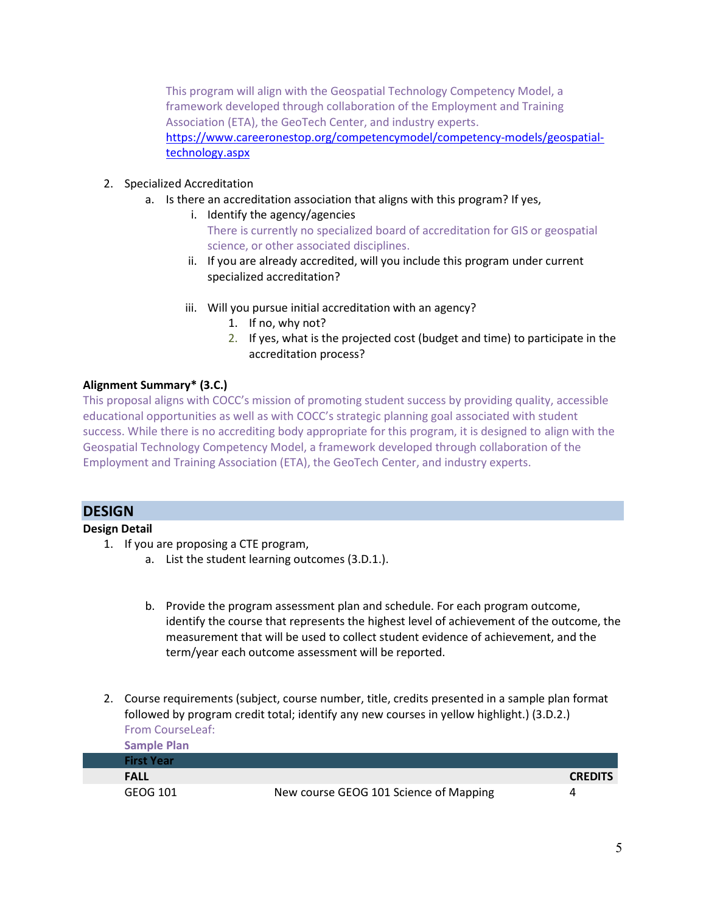This program will align with the Geospatial Technology Competency Model, a framework developed through collaboration of the Employment and Training Association (ETA), the GeoTech Center, and industry experts. https://www.careeronestop.org/competencymodel/competency-models/geospatial-technology.aspx

2. Specialized Accreditation
   a. Is there an accreditation association that aligns with this program? If yes,
      i. Identify the agency/agencies
         There is currently no specialized board of accreditation for GIS or geospatial science, or other associated disciplines.
      ii. If you are already accredited, will you include this program under current specialized accreditation?
      iii. Will you pursue initial accreditation with an agency?
         1. If no, why not?
         2. If yes, what is the projected cost (budget and time) to participate in the accreditation process?

**Alignment Summary* (3.C.)**

This proposal aligns with COCC's mission of promoting student success by providing quality, accessible educational opportunities as well as with COCC's strategic planning goal associated with student success. While there is no accrediting body appropriate for this program, it is designed to align with the Geospatial Technology Competency Model, a framework developed through collaboration of the Employment and Training Association (ETA), the GeoTech Center, and industry experts.

## DESIGN

**Design Detail**

1. If you are proposing a CTE program,
   a. List the student learning outcomes (3.D.1.).
   b. Provide the program assessment plan and schedule. For each program outcome, identify the course that represents the highest level of achievement of the outcome, the measurement that will be used to collect student evidence of achievement, and the term/year each outcome assessment will be reported.
2. Course requirements (subject, course number, title, credits presented in a sample plan format followed by program credit total; identify any new courses in yellow highlight.) (3.D.2.)
   From CourseLeaf:
   **Sample Plan**

| First Year | | |
|---|---|---|
| **FALL** | | **CREDITS** |
| GEOG 101 | New course GEOG 101 Science of Mapping | 4 |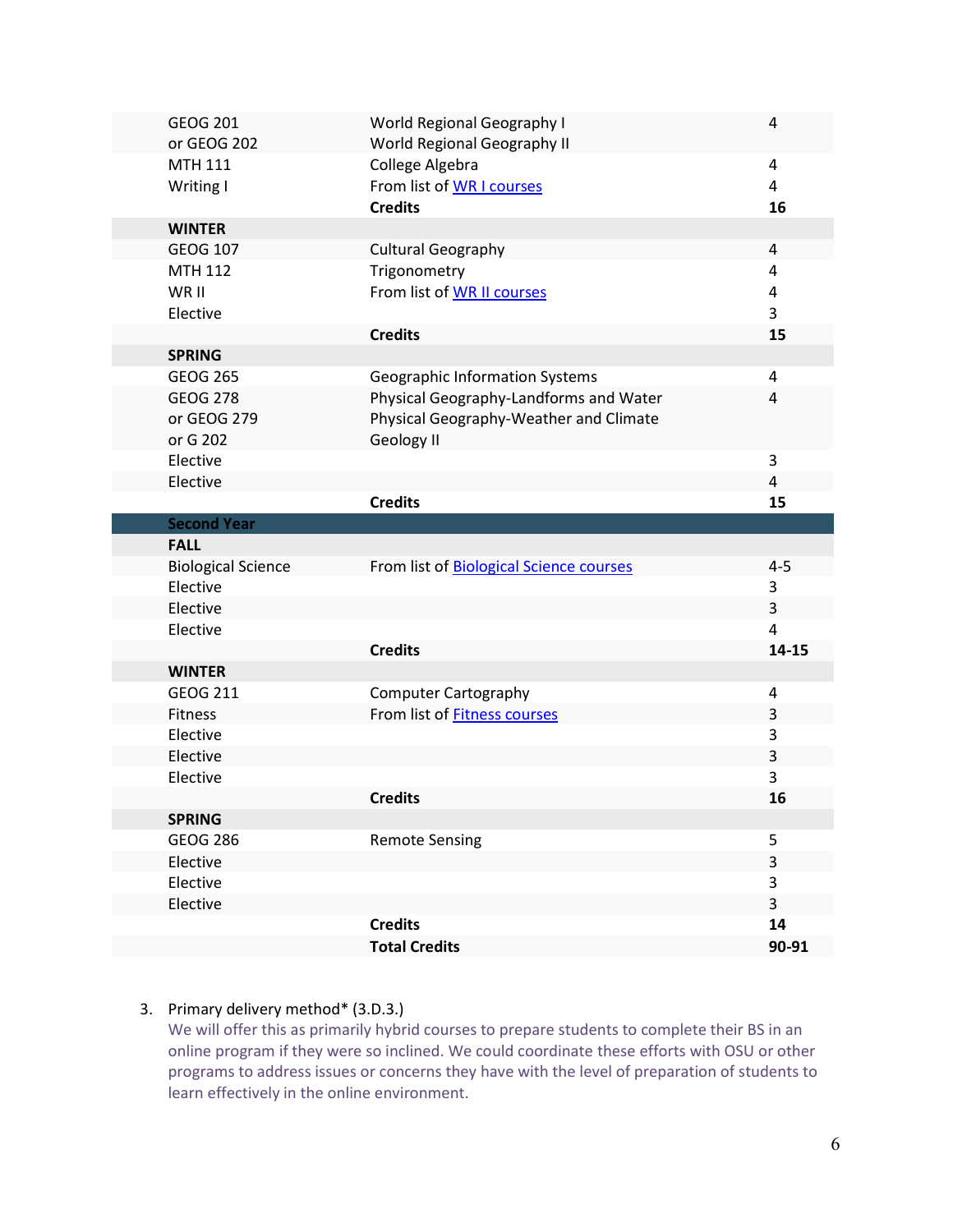| | | |
|---|---|---|
| GEOG 201<br>or GEOG 202 | World Regional Geography I<br>World Regional Geography II | 4 |
| MTH 111 | College Algebra | 4 |
| Writing I | From list of WR I courses | 4 |
| | **Credits** | **16** |
| **WINTER** | | |
| GEOG 107 | Cultural Geography | 4 |
| MTH 112 | Trigonometry | 4 |
| WR II | From list of WR II courses | 4 |
| Elective | | 3 |
| | **Credits** | **15** |
| **SPRING** | | |
| GEOG 265 | Geographic Information Systems | 4 |
| GEOG 278<br>or GEOG 279<br>or G 202 | Physical Geography-Landforms and Water<br>Physical Geography-Weather and Climate<br>Geology II | 4 |
| Elective | | 3 |
| Elective | | 4 |
| | **Credits** | **15** |
| **Second Year** | | |
| **FALL** | | |
| Biological Science | From list of Biological Science courses | 4-5 |
| Elective | | 3 |
| Elective | | 3 |
| Elective | | 4 |
| | **Credits** | **14-15** |
| **WINTER** | | |
| GEOG 211 | Computer Cartography | 4 |
| Fitness | From list of Fitness courses | 3 |
| Elective | | 3 |
| Elective | | 3 |
| Elective | | 3 |
| | **Credits** | **16** |
| **SPRING** | | |
| GEOG 286 | Remote Sensing | 5 |
| Elective | | 3 |
| Elective | | 3 |
| Elective | | 3 |
| | **Credits** | **14** |
| | **Total Credits** | **90-91** |

3. Primary delivery method* (3.D.3.)
   We will offer this as primarily hybrid courses to prepare students to complete their BS in an online program if they were so inclined. We could coordinate these efforts with OSU or other programs to address issues or concerns they have with the level of preparation of students to learn effectively in the online environment.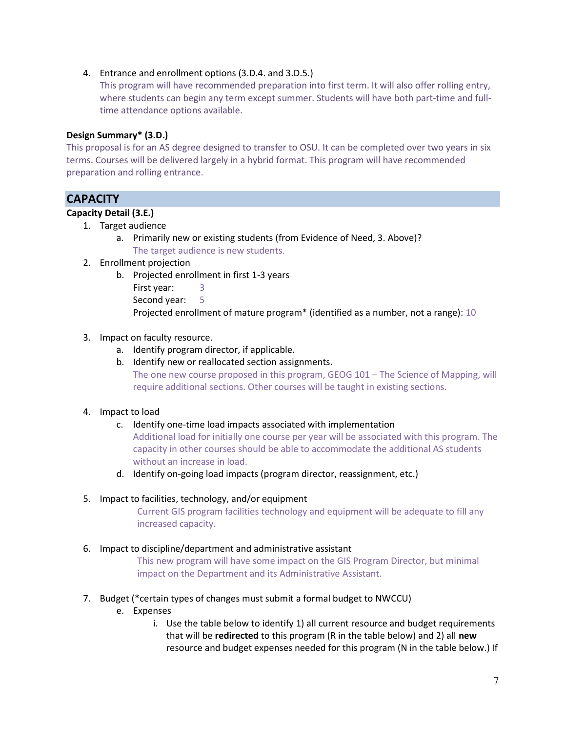4. Entrance and enrollment options (3.D.4. and 3.D.5.)
   This program will have recommended preparation into first term. It will also offer rolling entry, where students can begin any term except summer. Students will have both part-time and full-time attendance options available.

**Design Summary* (3.D.)**

This proposal is for an AS degree designed to transfer to OSU. It can be completed over two years in six terms. Courses will be delivered largely in a hybrid format. This program will have recommended preparation and rolling entrance.

## CAPACITY

**Capacity Detail (3.E.)**

1. Target audience
   a. Primarily new or existing students (from Evidence of Need, 3. Above)?
      The target audience is new students.
2. Enrollment projection
   b. Projected enrollment in first 1-3 years
      First year: 3
      Second year: 5
      Projected enrollment of mature program* (identified as a number, not a range): 10

3. Impact on faculty resource.
   a. Identify program director, if applicable.
   b. Identify new or reallocated section assignments.
      The one new course proposed in this program, GEOG 101 – The Science of Mapping, will require additional sections. Other courses will be taught in existing sections.

4. Impact to load
   c. Identify one-time load impacts associated with implementation
      Additional load for initially one course per year will be associated with this program. The capacity in other courses should be able to accommodate the additional AS students without an increase in load.
   d. Identify on-going load impacts (program director, reassignment, etc.)

5. Impact to facilities, technology, and/or equipment
   Current GIS program facilities technology and equipment will be adequate to fill any increased capacity.

6. Impact to discipline/department and administrative assistant
   This new program will have some impact on the GIS Program Director, but minimal impact on the Department and its Administrative Assistant.

7. Budget (*certain types of changes must submit a formal budget to NWCCU)
   e. Expenses
      i. Use the table below to identify 1) all current resource and budget requirements that will be **redirected** to this program (R in the table below) and 2) all **new** resource and budget expenses needed for this program (N in the table below.) If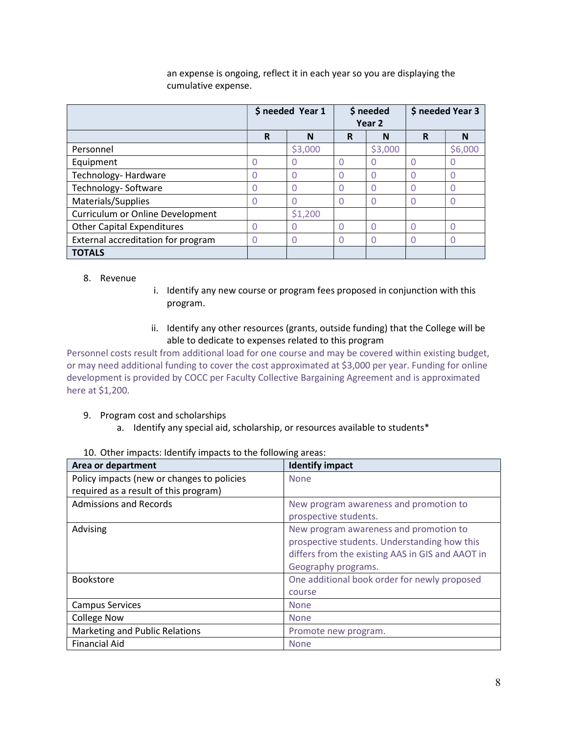an expense is ongoing, reflect it in each year so you are displaying the cumulative expense.

| | $ needed Year 1 | | $ needed Year 2 | | $ needed Year 3 | |
|---|---|---|---|---|---|---|
| | R | N | R | N | R | N |
| Personnel | | $3,000 | | $3,000 | | $6,000 |
| Equipment | 0 | 0 | 0 | 0 | 0 | 0 |
| Technology- Hardware | 0 | 0 | 0 | 0 | 0 | 0 |
| Technology- Software | 0 | 0 | 0 | 0 | 0 | 0 |
| Materials/Supplies | 0 | 0 | 0 | 0 | 0 | 0 |
| Curriculum or Online Development | | $1,200 | | | | |
| Other Capital Expenditures | 0 | 0 | 0 | 0 | 0 | 0 |
| External accreditation for program | 0 | 0 | 0 | 0 | 0 | 0 |
| **TOTALS** | | | | | | |

8. Revenue
   i. Identify any new course or program fees proposed in conjunction with this program.
   ii. Identify any other resources (grants, outside funding) that the College will be able to dedicate to expenses related to this program

Personnel costs result from additional load for one course and may be covered within existing budget, or may need additional funding to cover the cost approximated at $3,000 per year. Funding for online development is provided by COCC per Faculty Collective Bargaining Agreement and is approximated here at $1,200.

9. Program cost and scholarships
   a. Identify any special aid, scholarship, or resources available to students*

10. Other impacts: Identify impacts to the following areas:

| Area or department | Identify impact |
|---|---|
| Policy impacts (new or changes to policies required as a result of this program) | None |
| Admissions and Records | New program awareness and promotion to prospective students. |
| Advising | New program awareness and promotion to prospective students. Understanding how this differs from the existing AAS in GIS and AAOT in Geography programs. |
| Bookstore | One additional book order for newly proposed course |
| Campus Services | None |
| College Now | None |
| Marketing and Public Relations | Promote new program. |
| Financial Aid | None |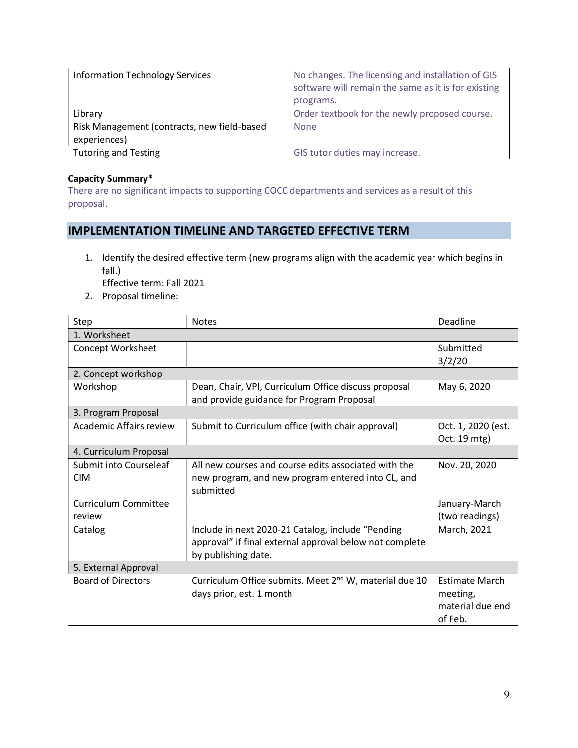| | |
|---|---|
| Information Technology Services | No changes. The licensing and installation of GIS software will remain the same as it is for existing programs. |
| Library | Order textbook for the newly proposed course. |
| Risk Management (contracts, new field-based experiences) | None |
| Tutoring and Testing | GIS tutor duties may increase. |

**Capacity Summary***

There are no significant impacts to supporting COCC departments and services as a result of this proposal.

## IMPLEMENTATION TIMELINE AND TARGETED EFFECTIVE TERM

1. Identify the desired effective term (new programs align with the academic year which begins in fall.)
   Effective term: Fall 2021
2. Proposal timeline:

| Step | Notes | Deadline |
|---|---|---|
| 1. Worksheet | | |
| Concept Worksheet | | Submitted 3/2/20 |
| 2. Concept workshop | | |
| Workshop | Dean, Chair, VPI, Curriculum Office discuss proposal and provide guidance for Program Proposal | May 6, 2020 |
| 3. Program Proposal | | |
| Academic Affairs review | Submit to Curriculum office (with chair approval) | Oct. 1, 2020 (est. Oct. 19 mtg) |
| 4. Curriculum Proposal | | |
| Submit into Courseleaf CIM | All new courses and course edits associated with the new program, and new program entered into CL, and submitted | Nov. 20, 2020 |
| Curriculum Committee review | | January-March (two readings) |
| Catalog | Include in next 2020-21 Catalog, include "Pending approval" if final external approval below not complete by publishing date. | March, 2021 |
| 5. External Approval | | |
| Board of Directors | Curriculum Office submits. Meet 2nd W, material due 10 days prior, est. 1 month | Estimate March meeting, material due end of Feb. |